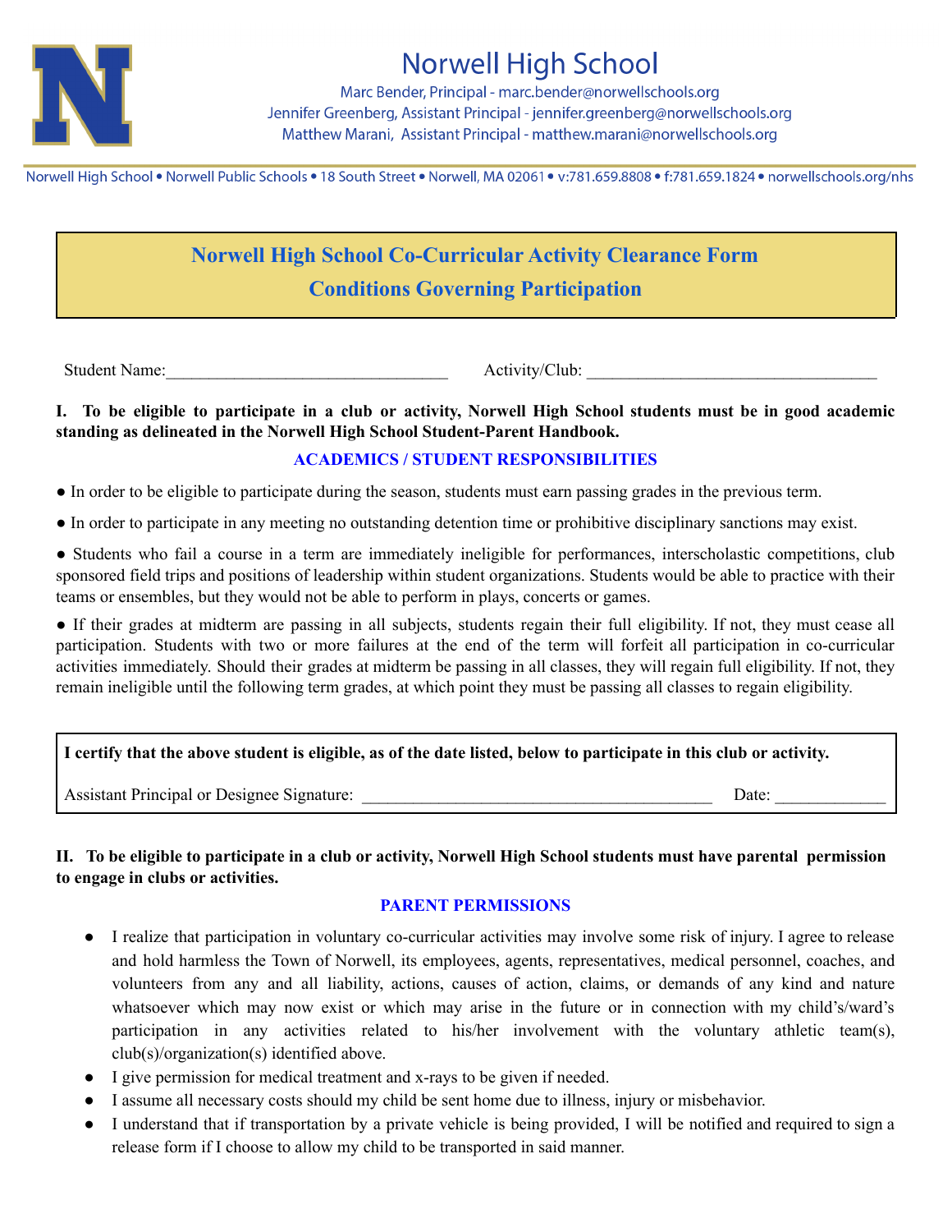# Norwell High School

Marc Bender, Principal - marc.bender@norwellschools.org
Jennifer Greenberg, Assistant Principal - jennifer.greenberg@norwellschools.org
Matthew Marani, Assistant Principal - matthew.marani@norwellschools.org

Norwell High School • Norwell Public Schools • 18 South Street • Norwell, MA 02061 • v:781.659.8808 • f:781.659.1824 • norwellschools.org/nhs

## Norwell High School Co-Curricular Activity Clearance Form
## Conditions Governing Participation

Student Name:_________________________________ Activity/Club: __________________________________

**I. To be eligible to participate in a club or activity, Norwell High School students must be in good academic standing as delineated in the Norwell High School Student-Parent Handbook.**

### ACADEMICS / STUDENT RESPONSIBILITIES

● In order to be eligible to participate during the season, students must earn passing grades in the previous term.

● In order to participate in any meeting no outstanding detention time or prohibitive disciplinary sanctions may exist.

● Students who fail a course in a term are immediately ineligible for performances, interscholastic competitions, club sponsored field trips and positions of leadership within student organizations. Students would be able to practice with their teams or ensembles, but they would not be able to perform in plays, concerts or games.

● If their grades at midterm are passing in all subjects, students regain their full eligibility. If not, they must cease all participation. Students with two or more failures at the end of the term will forfeit all participation in co-curricular activities immediately. Should their grades at midterm be passing in all classes, they will regain full eligibility. If not, they remain ineligible until the following term grades, at which point they must be passing all classes to regain eligibility.

**I certify that the above student is eligible, as of the date listed, below to participate in this club or activity.**

Assistant Principal or Designee Signature: ________________________________________ Date: ____________

**II. To be eligible to participate in a club or activity, Norwell High School students must have parental permission to engage in clubs or activities.**

### PARENT PERMISSIONS

- I realize that participation in voluntary co-curricular activities may involve some risk of injury. I agree to release and hold harmless the Town of Norwell, its employees, agents, representatives, medical personnel, coaches, and volunteers from any and all liability, actions, causes of action, claims, or demands of any kind and nature whatsoever which may now exist or which may arise in the future or in connection with my child's/ward's participation in any activities related to his/her involvement with the voluntary athletic team(s), club(s)/organization(s) identified above.
- I give permission for medical treatment and x-rays to be given if needed.
- I assume all necessary costs should my child be sent home due to illness, injury or misbehavior.
- I understand that if transportation by a private vehicle is being provided, I will be notified and required to sign a release form if I choose to allow my child to be transported in said manner.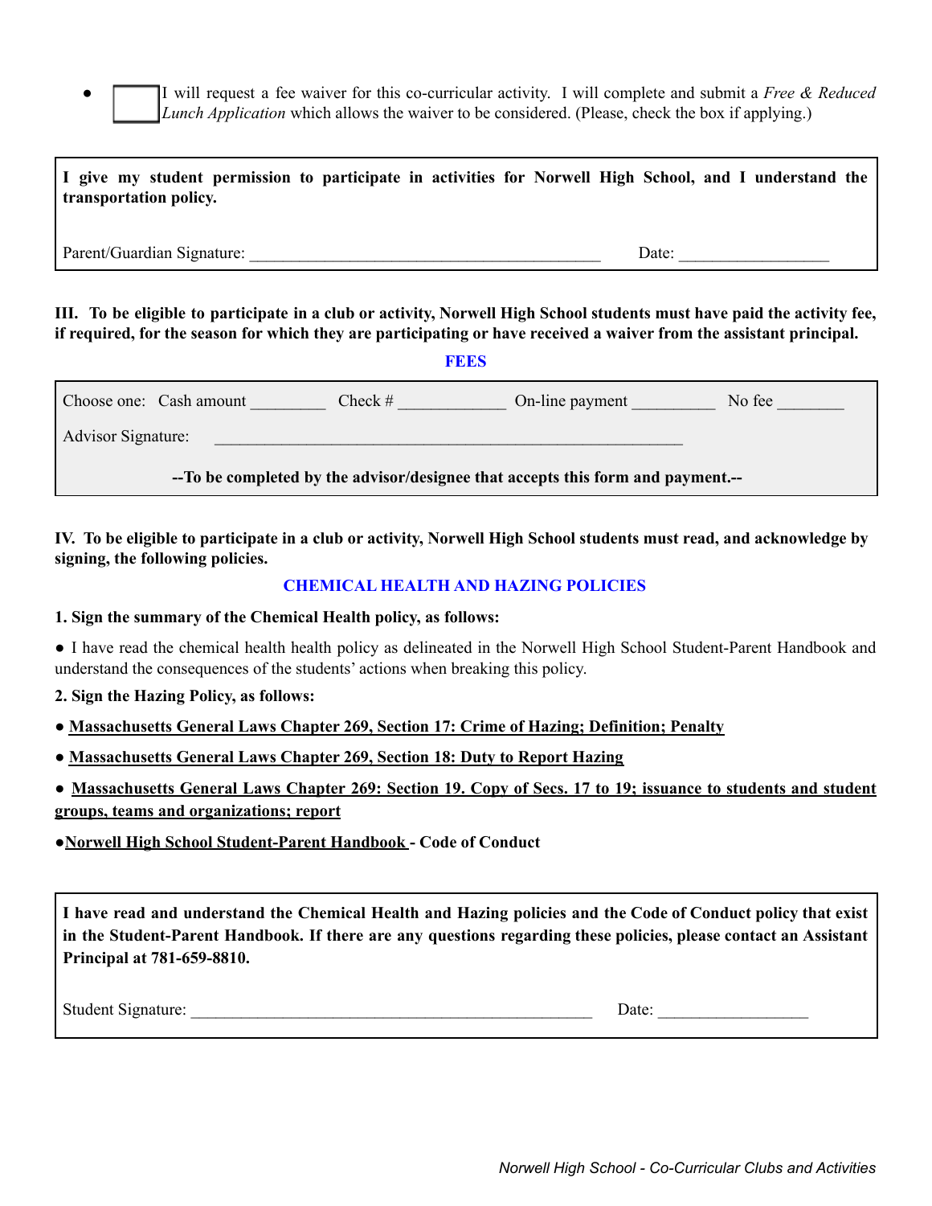- ☐ I will request a fee waiver for this co-curricular activity. I will complete and submit a *Free & Reduced Lunch Application* which allows the waiver to be considered. (Please, check the box if applying.)

**I give my student permission to participate in activities for Norwell High School, and I understand the transportation policy.**

Parent/Guardian Signature: ___________________________________________ Date: __________________

**III. To be eligible to participate in a club or activity, Norwell High School students must have paid the activity fee, if required, for the season for which they are participating or have received a waiver from the assistant principal.**

**FEES**

Choose one: Cash amount _________ Check # _____________ On-line payment __________ No fee ________

Advisor Signature: ___________________________________________________________

**--To be completed by the advisor/designee that accepts this form and payment.--**

**IV. To be eligible to participate in a club or activity, Norwell High School students must read, and acknowledge by signing, the following policies.**

**CHEMICAL HEALTH AND HAZING POLICIES**

**1. Sign the summary of the Chemical Health policy, as follows:**

● I have read the chemical health health policy as delineated in the Norwell High School Student-Parent Handbook and understand the consequences of the students' actions when breaking this policy.

**2. Sign the Hazing Policy, as follows:**

● **Massachusetts General Laws Chapter 269, Section 17: Crime of Hazing; Definition; Penalty**

● **Massachusetts General Laws Chapter 269, Section 18: Duty to Report Hazing**

● **Massachusetts General Laws Chapter 269: Section 19. Copy of Secs. 17 to 19; issuance to students and student groups, teams and organizations; report**

●**Norwell High School Student-Parent Handbook - Code of Conduct**

**I have read and understand the Chemical Health and Hazing policies and the Code of Conduct policy that exist in the Student-Parent Handbook. If there are any questions regarding these policies, please contact an Assistant Principal at 781-659-8810.**

Student Signature: __________________________________________________ Date: __________________